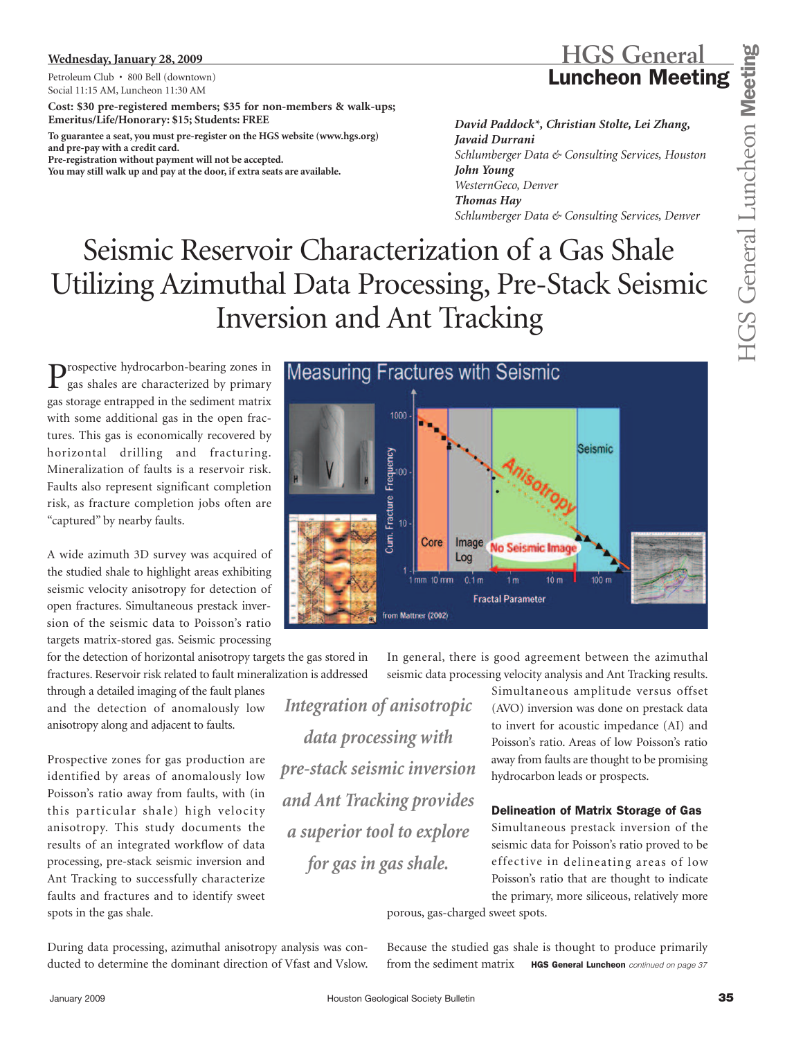**Wednesday, January 28, 2009**

Petroleum Club • 800 Bell (downtown)
Social 11:15 AM, Luncheon 11:30 AM

**Cost: $30 pre-registered members; $35 for non-members & walk-ups; Emeritus/Life/Honorary: $15; Students: FREE**

**To guarantee a seat, you must pre-register on the HGS website (www.hgs.org) and pre-pay with a credit card.**
**Pre-registration without payment will not be accepted.**
**You may still walk up and pay at the door, if extra seats are available.**

# HGS General Luncheon Meeting

***David Paddock\*, Christian Stolte, Lei Zhang, Javaid Durrani***
*Schlumberger Data & Consulting Services, Houston*
***John Young***
*WesternGeco, Denver*
***Thomas Hay***
*Schlumberger Data & Consulting Services, Denver*

# Seismic Reservoir Characterization of a Gas Shale Utilizing Azimuthal Data Processing, Pre-Stack Seismic Inversion and Ant Tracking

Prospective hydrocarbon-bearing zones in gas shales are characterized by primary gas storage entrapped in the sediment matrix with some additional gas in the open fractures. This gas is economically recovered by horizontal drilling and fracturing. Mineralization of faults is a reservoir risk. Faults also represent significant completion risk, as fracture completion jobs often are "captured" by nearby faults.

A wide azimuth 3D survey was acquired of the studied shale to highlight areas exhibiting seismic velocity anisotropy for detection of open fractures. Simultaneous prestack inversion of the seismic data to Poisson's ratio targets matrix-stored gas. Seismic processing for the detection of horizontal anisotropy targets the gas stored in fractures. Reservoir risk related to fault mineralization is addressed through a detailed imaging of the fault planes and the detection of anomalously low anisotropy along and adjacent to faults.

Prospective zones for gas production are identified by areas of anomalously low Poisson's ratio away from faults, with (in this particular shale) high velocity anisotropy. This study documents the results of an integrated workflow of data processing, pre-stack seismic inversion and Ant Tracking to successfully characterize faults and fractures and to identify sweet spots in the gas shale.

During data processing, azimuthal anisotropy analysis was conducted to determine the dominant direction of Vfast and Vslow. In general, there is good agreement between the azimuthal seismic data processing velocity analysis and Ant Tracking results.

*Integration of anisotropic data processing with pre-stack seismic inversion and Ant Tracking provides a superior tool to explore for gas in gas shale.*

Simultaneous amplitude versus offset (AVO) inversion was done on prestack data to invert for acoustic impedance (AI) and Poisson's ratio. Areas of low Poisson's ratio away from faults are thought to be promising hydrocarbon leads or prospects.

### Delineation of Matrix Storage of Gas

Simultaneous prestack inversion of the seismic data for Poisson's ratio proved to be effective in delineating areas of low Poisson's ratio that are thought to indicate the primary, more siliceous, relatively more porous, gas-charged sweet spots.

Because the studied gas shale is thought to produce primarily from the sediment matrix **HGS General Luncheon** *continued on page 37*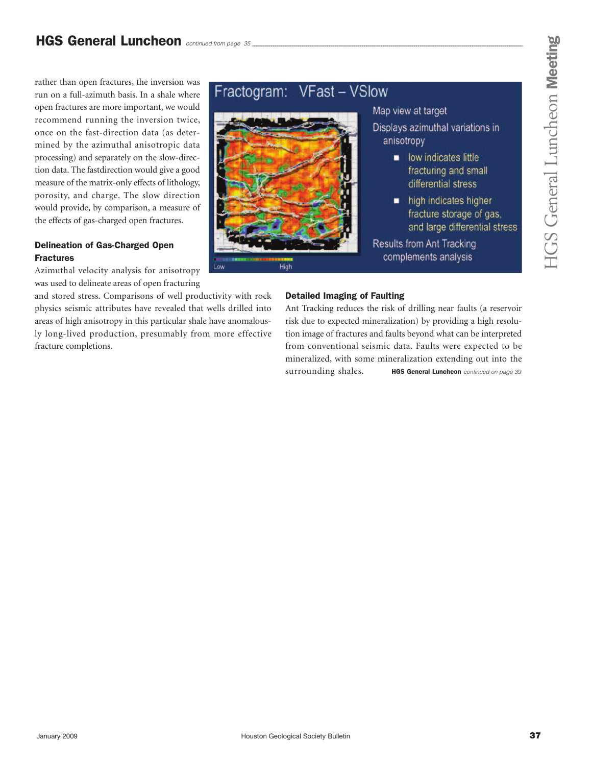rather than open fractures, the inversion was run on a full-azimuth basis. In a shale where open fractures are more important, we would recommend running the inversion twice, once on the fast-direction data (as determined by the azimuthal anisotropic data processing) and separately on the slow-direction data. The fastdirection would give a good measure of the matrix-only effects of lithology, porosity, and charge. The slow direction would provide, by comparison, a measure of the effects of gas-charged open fractures.

Fractogram: VFast – VSlow

- Map view at target
- Displays azimuthal variations in anisotropy
  - low indicates little fracturing and small differential stress
  - high indicates higher fracture storage of gas, and large differential stress
- Results from Ant Tracking complements analysis

Low High

#### Delineation of Gas-Charged Open Fractures

Azimuthal velocity analysis for anisotropy was used to delineate areas of open fracturing and stored stress. Comparisons of well productivity with rock physics seismic attributes have revealed that wells drilled into areas of high anisotropy in this particular shale have anomalously long-lived production, presumably from more effective fracture completions.

#### Detailed Imaging of Faulting

Ant Tracking reduces the risk of drilling near faults (a reservoir risk due to expected mineralization) by providing a high resolution image of fractures and faults beyond what can be interpreted from conventional seismic data. Faults were expected to be mineralized, with some mineralization extending out into the surrounding shales.

**HGS General Luncheon** *continued on page 39*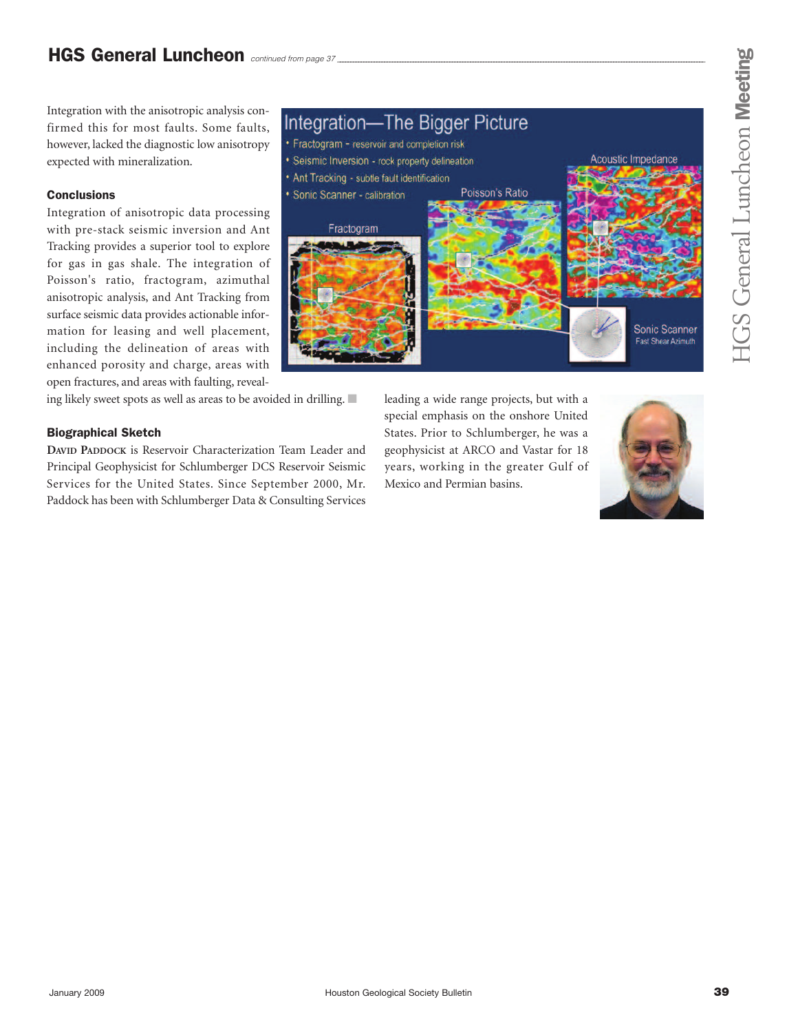Integration with the anisotropic analysis confirmed this for most faults. Some faults, however, lacked the diagnostic low anisotropy expected with mineralization.

### Conclusions

Integration of anisotropic data processing with pre-stack seismic inversion and Ant Tracking provides a superior tool to explore for gas in gas shale. The integration of Poisson's ratio, fractogram, azimuthal anisotropic analysis, and Ant Tracking from surface seismic data provides actionable information for leasing and well placement, including the delineation of areas with enhanced porosity and charge, areas with open fractures, and areas with faulting, revealing likely sweet spots as well as areas to be avoided in drilling. ■

Integration—The Bigger Picture

- Fractogram - reservoir and completion risk
- Seismic Inversion - rock property delineation
- Ant Tracking - subtle fault identification
- Sonic Scanner - calibration

Fractogram

Poisson's Ratio

Acoustic Impedance

Sonic Scanner
Fast Shear Azimuth

### Biographical Sketch

**David Paddock** is Reservoir Characterization Team Leader and Principal Geophysicist for Schlumberger DCS Reservoir Seismic Services for the United States. Since September 2000, Mr. Paddock has been with Schlumberger Data & Consulting Services leading a wide range projects, but with a special emphasis on the onshore United States. Prior to Schlumberger, he was a geophysicist at ARCO and Vastar for 18 years, working in the greater Gulf of Mexico and Permian basins.